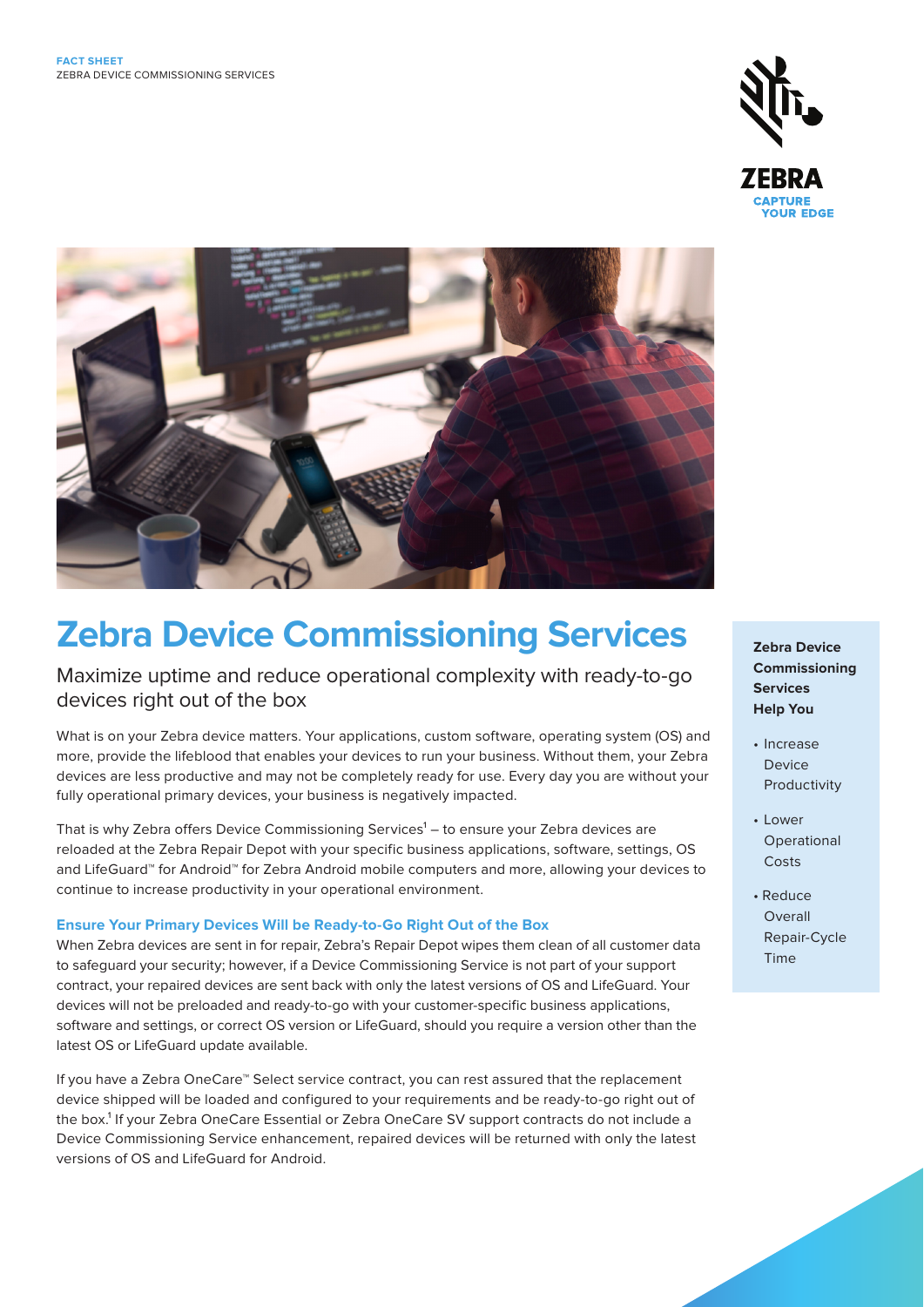FACT SHEET
ZEBRA DEVICE COMMISSIONING SERVICES

# Zebra Device Commissioning Services

## Maximize uptime and reduce operational complexity with ready-to-go devices right out of the box

What is on your Zebra device matters. Your applications, custom software, operating system (OS) and more, provide the lifeblood that enables your devices to run your business. Without them, your Zebra devices are less productive and may not be completely ready for use. Every day you are without your fully operational primary devices, your business is negatively impacted.

That is why Zebra offers Device Commissioning Services[1] – to ensure your Zebra devices are reloaded at the Zebra Repair Depot with your specific business applications, software, settings, OS and LifeGuard™ for Android™ for Zebra Android mobile computers and more, allowing your devices to continue to increase productivity in your operational environment.

### Ensure Your Primary Devices Will be Ready-to-Go Right Out of the Box

When Zebra devices are sent in for repair, Zebra's Repair Depot wipes them clean of all customer data to safeguard your security; however, if a Device Commissioning Service is not part of your support contract, your repaired devices are sent back with only the latest versions of OS and LifeGuard. Your devices will not be preloaded and ready-to-go with your customer-specific business applications, software and settings, or correct OS version or LifeGuard, should you require a version other than the latest OS or LifeGuard update available.

If you have a Zebra OneCare™ Select service contract, you can rest assured that the replacement device shipped will be loaded and configured to your requirements and be ready-to-go right out of the box.[1] If your Zebra OneCare Essential or Zebra OneCare SV support contracts do not include a Device Commissioning Service enhancement, repaired devices will be returned with only the latest versions of OS and LifeGuard for Android.

**Zebra Device Commissioning Services Help You**

- Increase Device Productivity
- Lower Operational Costs
- Reduce Overall Repair-Cycle Time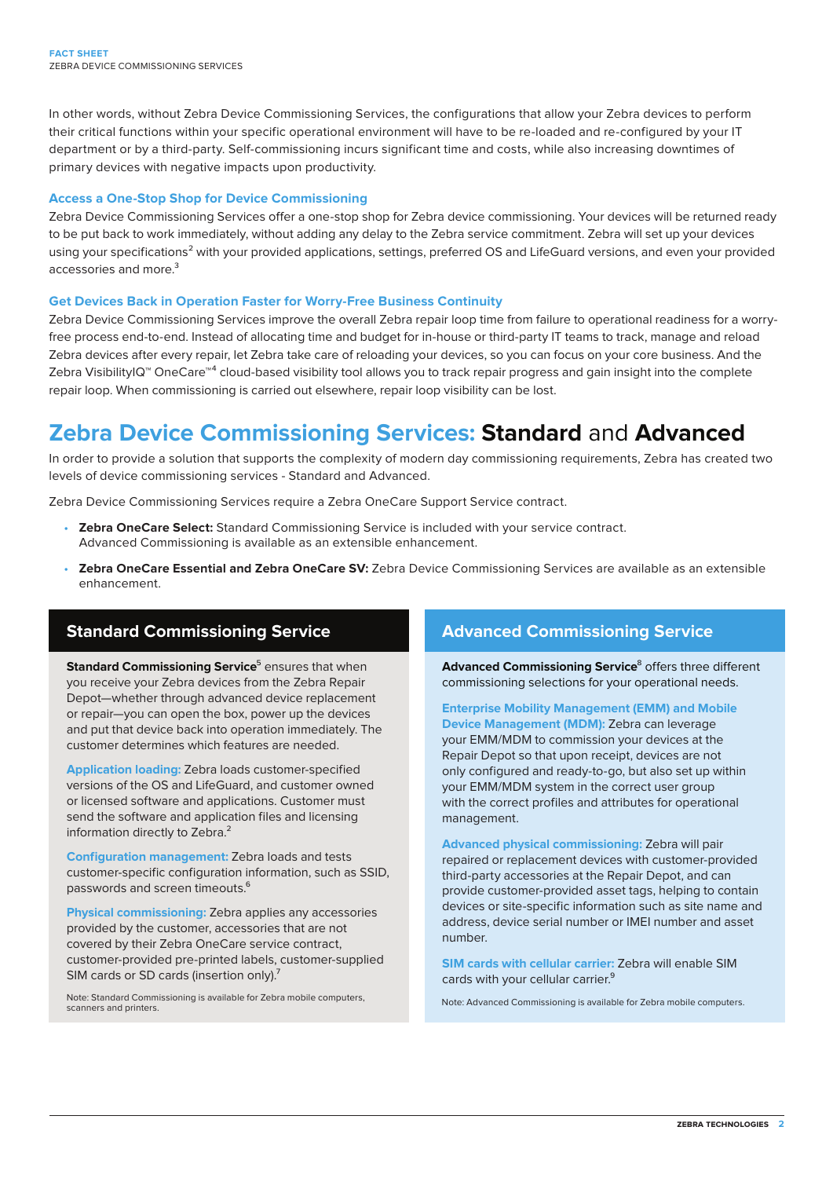In other words, without Zebra Device Commissioning Services, the configurations that allow your Zebra devices to perform their critical functions within your specific operational environment will have to be re-loaded and re-configured by your IT department or by a third-party. Self-commissioning incurs significant time and costs, while also increasing downtimes of primary devices with negative impacts upon productivity.

### Access a One-Stop Shop for Device Commissioning

Zebra Device Commissioning Services offer a one-stop shop for Zebra device commissioning. Your devices will be returned ready to be put back to work immediately, without adding any delay to the Zebra service commitment. Zebra will set up your devices using your specifications[2] with your provided applications, settings, preferred OS and LifeGuard versions, and even your provided accessories and more.[3]

### Get Devices Back in Operation Faster for Worry-Free Business Continuity

Zebra Device Commissioning Services improve the overall Zebra repair loop time from failure to operational readiness for a worry-free process end-to-end. Instead of allocating time and budget for in-house or third-party IT teams to track, manage and reload Zebra devices after every repair, let Zebra take care of reloading your devices, so you can focus on your core business. And the Zebra VisibilityIQ™ OneCare™[4] cloud-based visibility tool allows you to track repair progress and gain insight into the complete repair loop. When commissioning is carried out elsewhere, repair loop visibility can be lost.

## Zebra Device Commissioning Services: **Standard** and **Advanced**

In order to provide a solution that supports the complexity of modern day commissioning requirements, Zebra has created two levels of device commissioning services - Standard and Advanced.

Zebra Device Commissioning Services require a Zebra OneCare Support Service contract.

- **Zebra OneCare Select:** Standard Commissioning Service is included with your service contract. Advanced Commissioning is available as an extensible enhancement.
- **Zebra OneCare Essential and Zebra OneCare SV:** Zebra Device Commissioning Services are available as an extensible enhancement.

### Standard Commissioning Service

**Standard Commissioning Service**[5] ensures that when you receive your Zebra devices from the Zebra Repair Depot—whether through advanced device replacement or repair—you can open the box, power up the devices and put that device back into operation immediately. The customer determines which features are needed.

**Application loading:** Zebra loads customer-specified versions of the OS and LifeGuard, and customer owned or licensed software and applications. Customer must send the software and application files and licensing information directly to Zebra.[2]

**Configuration management:** Zebra loads and tests customer-specific configuration information, such as SSID, passwords and screen timeouts.[6]

**Physical commissioning:** Zebra applies any accessories provided by the customer, accessories that are not covered by their Zebra OneCare service contract, customer-provided pre-printed labels, customer-supplied SIM cards or SD cards (insertion only).[7]

Note: Standard Commissioning is available for Zebra mobile computers, scanners and printers.

### Advanced Commissioning Service

**Advanced Commissioning Service**[8] offers three different commissioning selections for your operational needs.

**Enterprise Mobility Management (EMM) and Mobile Device Management (MDM):** Zebra can leverage your EMM/MDM to commission your devices at the Repair Depot so that upon receipt, devices are not only configured and ready-to-go, but also set up within your EMM/MDM system in the correct user group with the correct profiles and attributes for operational management.

**Advanced physical commissioning:** Zebra will pair repaired or replacement devices with customer-provided third-party accessories at the Repair Depot, and can provide customer-provided asset tags, helping to contain devices or site-specific information such as site name and address, device serial number or IMEI number and asset number.

**SIM cards with cellular carrier:** Zebra will enable SIM cards with your cellular carrier.[9]

Note: Advanced Commissioning is available for Zebra mobile computers.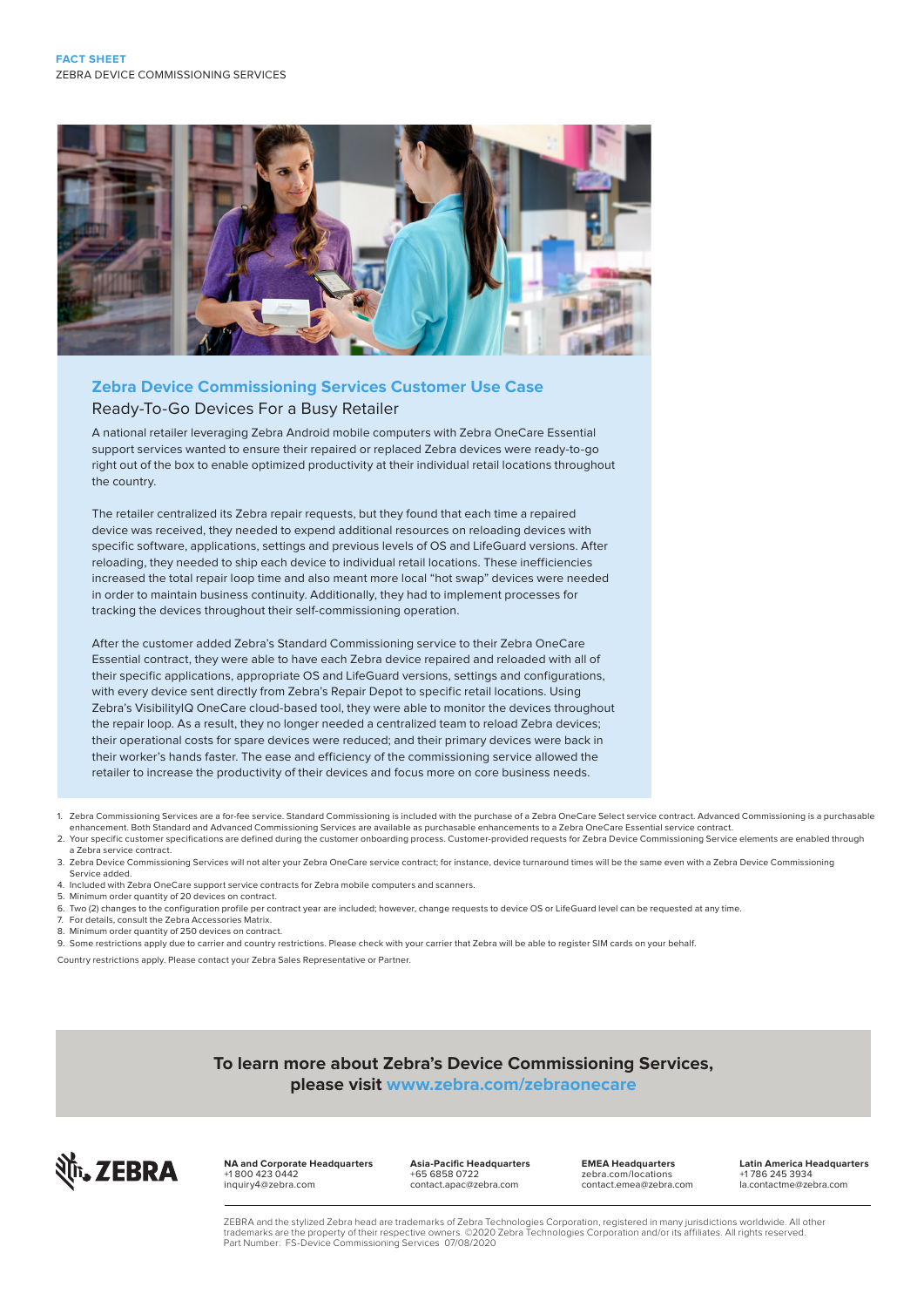## Zebra Device Commissioning Services Customer Use Case

### Ready-To-Go Devices For a Busy Retailer

A national retailer leveraging Zebra Android mobile computers with Zebra OneCare Essential support services wanted to ensure their repaired or replaced Zebra devices were ready-to-go right out of the box to enable optimized productivity at their individual retail locations throughout the country.

The retailer centralized its Zebra repair requests, but they found that each time a repaired device was received, they needed to expend additional resources on reloading devices with specific software, applications, settings and previous levels of OS and LifeGuard versions. After reloading, they needed to ship each device to individual retail locations. These inefficiencies increased the total repair loop time and also meant more local "hot swap" devices were needed in order to maintain business continuity. Additionally, they had to implement processes for tracking the devices throughout their self-commissioning operation.

After the customer added Zebra's Standard Commissioning service to their Zebra OneCare Essential contract, they were able to have each Zebra device repaired and reloaded with all of their specific applications, appropriate OS and LifeGuard versions, settings and configurations, with every device sent directly from Zebra's Repair Depot to specific retail locations. Using Zebra's VisibilityIQ OneCare cloud-based tool, they were able to monitor the devices throughout the repair loop. As a result, they no longer needed a centralized team to reload Zebra devices; their operational costs for spare devices were reduced; and their primary devices were back in their worker's hands faster. The ease and efficiency of the commissioning service allowed the retailer to increase the productivity of their devices and focus more on core business needs.

1. Zebra Commissioning Services are a for-fee service. Standard Commissioning is included with the purchase of a Zebra OneCare Select service contract. Advanced Commissioning is a purchasable enhancement. Both Standard and Advanced Commissioning Services are available as purchasable enhancements to a Zebra OneCare Essential service contract.
2. Your specific customer specifications are defined during the customer onboarding process. Customer-provided requests for Zebra Device Commissioning Service elements are enabled through a Zebra service contract.
3. Zebra Device Commissioning Services will not alter your Zebra OneCare service contract; for instance, device turnaround times will be the same even with a Zebra Device Commissioning Service added.
4. Included with Zebra OneCare support service contracts for Zebra mobile computers and scanners.
5. Minimum order quantity of 20 devices on contract.
6. Two (2) changes to the configuration profile per contract year are included; however, change requests to device OS or LifeGuard level can be requested at any time.
7. For details, consult the Zebra Accessories Matrix.
8. Minimum order quantity of 250 devices on contract.
9. Some restrictions apply due to carrier and country restrictions. Please check with your carrier that Zebra will be able to register SIM cards on your behalf.

Country restrictions apply. Please contact your Zebra Sales Representative or Partner.

**To learn more about Zebra's Device Commissioning Services, please visit www.zebra.com/zebraonecare**

**NA and Corporate Headquarters**
+1 800 423 0442
inquiry4@zebra.com

**Asia-Pacific Headquarters**
+65 6858 0722
contact.apac@zebra.com

**EMEA Headquarters**
zebra.com/locations
contact.emea@zebra.com

**Latin America Headquarters**
+1 786 245 3934
la.contactme@zebra.com

ZEBRA and the stylized Zebra head are trademarks of Zebra Technologies Corporation, registered in many jurisdictions worldwide. All other trademarks are the property of their respective owners. ©2020 Zebra Technologies Corporation and/or its affiliates. All rights reserved.
Part Number: FS-Device Commissioning Services 07/08/2020